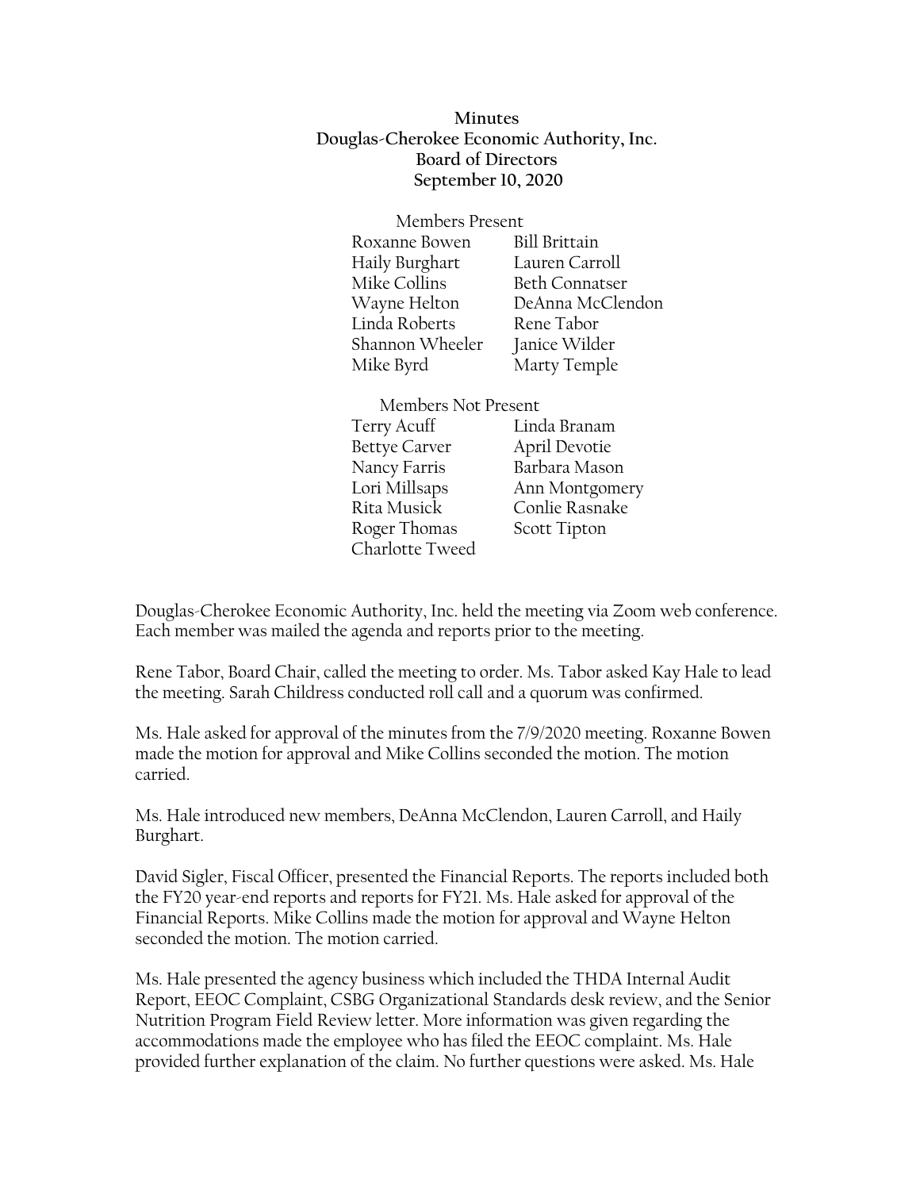**Minutes**
**Douglas-Cherokee Economic Authority, Inc.**
**Board of Directors**
**September 10, 2020**

Members Present

| | |
|---|---|
| Roxanne Bowen | Bill Brittain |
| Haily Burghart | Lauren Carroll |
| Mike Collins | Beth Connatser |
| Wayne Helton | DeAnna McClendon |
| Linda Roberts | Rene Tabor |
| Shannon Wheeler | Janice Wilder |
| Mike Byrd | Marty Temple |

Members Not Present

| | |
|---|---|
| Terry Acuff | Linda Branam |
| Bettye Carver | April Devotie |
| Nancy Farris | Barbara Mason |
| Lori Millsaps | Ann Montgomery |
| Rita Musick | Conlie Rasnake |
| Roger Thomas | Scott Tipton |
| Charlotte Tweed | |

Douglas-Cherokee Economic Authority, Inc. held the meeting via Zoom web conference. Each member was mailed the agenda and reports prior to the meeting.

Rene Tabor, Board Chair, called the meeting to order. Ms. Tabor asked Kay Hale to lead the meeting. Sarah Childress conducted roll call and a quorum was confirmed.

Ms. Hale asked for approval of the minutes from the 7/9/2020 meeting. Roxanne Bowen made the motion for approval and Mike Collins seconded the motion. The motion carried.

Ms. Hale introduced new members, DeAnna McClendon, Lauren Carroll, and Haily Burghart.

David Sigler, Fiscal Officer, presented the Financial Reports. The reports included both the FY20 year-end reports and reports for FY21. Ms. Hale asked for approval of the Financial Reports. Mike Collins made the motion for approval and Wayne Helton seconded the motion. The motion carried.

Ms. Hale presented the agency business which included the THDA Internal Audit Report, EEOC Complaint, CSBG Organizational Standards desk review, and the Senior Nutrition Program Field Review letter. More information was given regarding the accommodations made the employee who has filed the EEOC complaint. Ms. Hale provided further explanation of the claim. No further questions were asked. Ms. Hale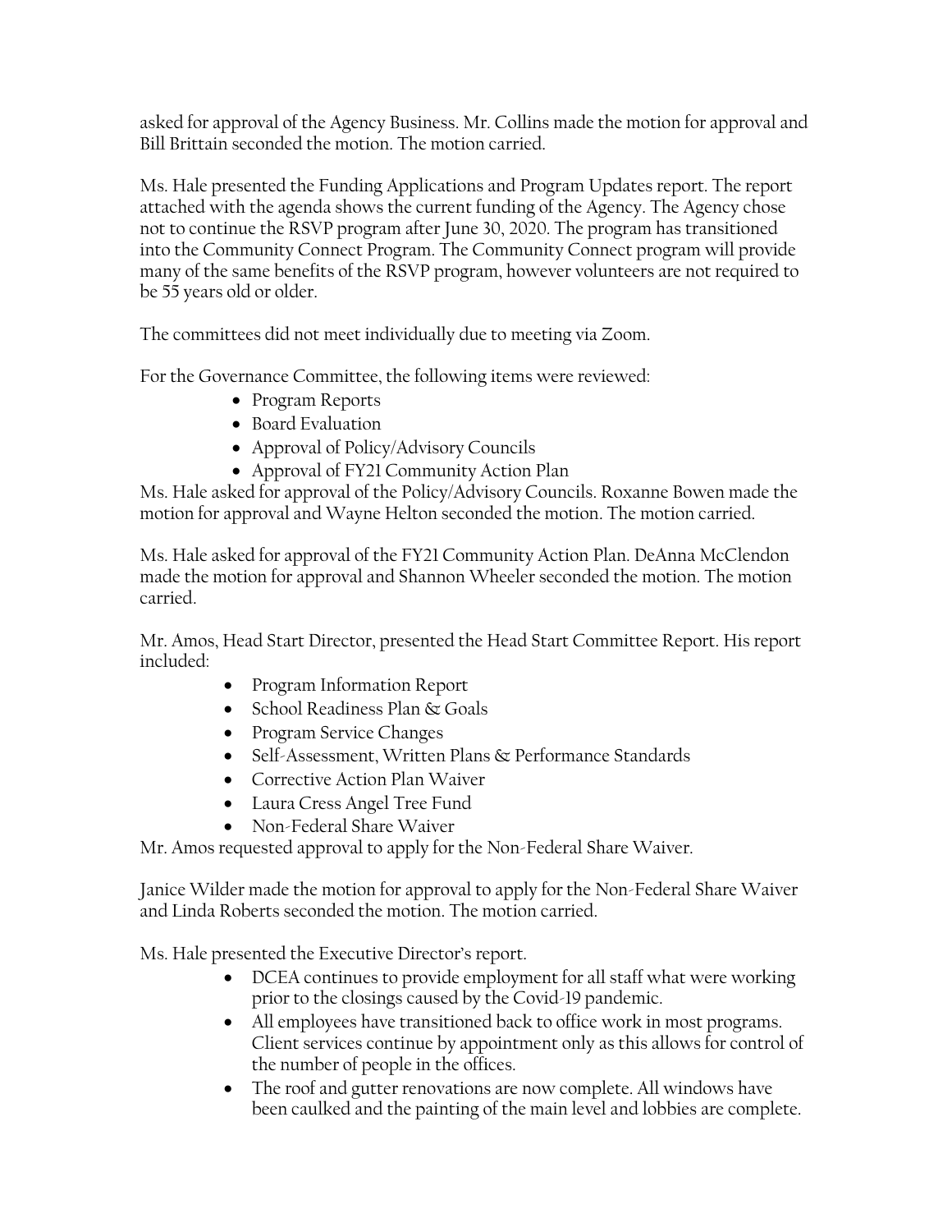asked for approval of the Agency Business. Mr. Collins made the motion for approval and Bill Brittain seconded the motion. The motion carried.

Ms. Hale presented the Funding Applications and Program Updates report. The report attached with the agenda shows the current funding of the Agency. The Agency chose not to continue the RSVP program after June 30, 2020. The program has transitioned into the Community Connect Program. The Community Connect program will provide many of the same benefits of the RSVP program, however volunteers are not required to be 55 years old or older.

The committees did not meet individually due to meeting via Zoom.

For the Governance Committee, the following items were reviewed:

- Program Reports
- Board Evaluation
- Approval of Policy/Advisory Councils
- Approval of FY21 Community Action Plan

Ms. Hale asked for approval of the Policy/Advisory Councils. Roxanne Bowen made the motion for approval and Wayne Helton seconded the motion. The motion carried.

Ms. Hale asked for approval of the FY21 Community Action Plan. DeAnna McClendon made the motion for approval and Shannon Wheeler seconded the motion. The motion carried.

Mr. Amos, Head Start Director, presented the Head Start Committee Report. His report included:

- Program Information Report
- School Readiness Plan & Goals
- Program Service Changes
- Self-Assessment, Written Plans & Performance Standards
- Corrective Action Plan Waiver
- Laura Cress Angel Tree Fund
- Non-Federal Share Waiver

Mr. Amos requested approval to apply for the Non-Federal Share Waiver.

Janice Wilder made the motion for approval to apply for the Non-Federal Share Waiver and Linda Roberts seconded the motion. The motion carried.

Ms. Hale presented the Executive Director's report.

- DCEA continues to provide employment for all staff what were working prior to the closings caused by the Covid-19 pandemic.
- All employees have transitioned back to office work in most programs. Client services continue by appointment only as this allows for control of the number of people in the offices.
- The roof and gutter renovations are now complete. All windows have been caulked and the painting of the main level and lobbies are complete.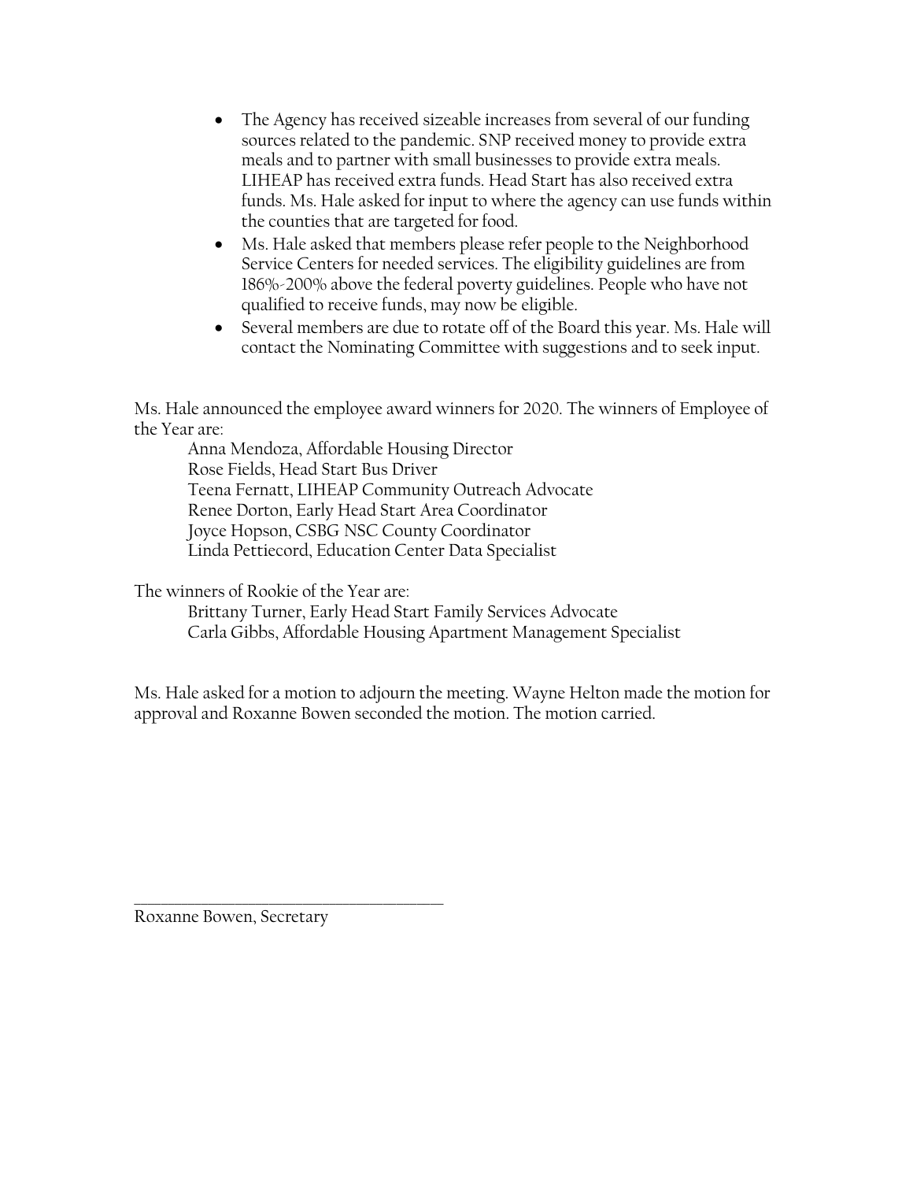- The Agency has received sizeable increases from several of our funding sources related to the pandemic. SNP received money to provide extra meals and to partner with small businesses to provide extra meals. LIHEAP has received extra funds. Head Start has also received extra funds. Ms. Hale asked for input to where the agency can use funds within the counties that are targeted for food.
- Ms. Hale asked that members please refer people to the Neighborhood Service Centers for needed services. The eligibility guidelines are from 186%-200% above the federal poverty guidelines. People who have not qualified to receive funds, may now be eligible.
- Several members are due to rotate off of the Board this year. Ms. Hale will contact the Nominating Committee with suggestions and to seek input.

Ms. Hale announced the employee award winners for 2020. The winners of Employee of the Year are:

Anna Mendoza, Affordable Housing Director
Rose Fields, Head Start Bus Driver
Teena Fernatt, LIHEAP Community Outreach Advocate
Renee Dorton, Early Head Start Area Coordinator
Joyce Hopson, CSBG NSC County Coordinator
Linda Pettiecord, Education Center Data Specialist

The winners of Rookie of the Year are:

Brittany Turner, Early Head Start Family Services Advocate
Carla Gibbs, Affordable Housing Apartment Management Specialist

Ms. Hale asked for a motion to adjourn the meeting. Wayne Helton made the motion for approval and Roxanne Bowen seconded the motion. The motion carried.

\_\_\_\_\_\_\_\_\_\_\_\_\_\_\_\_\_\_\_\_\_\_\_\_\_\_\_\_\_\_\_\_\_\_\_\_\_\_\_\_

Roxanne Bowen, Secretary